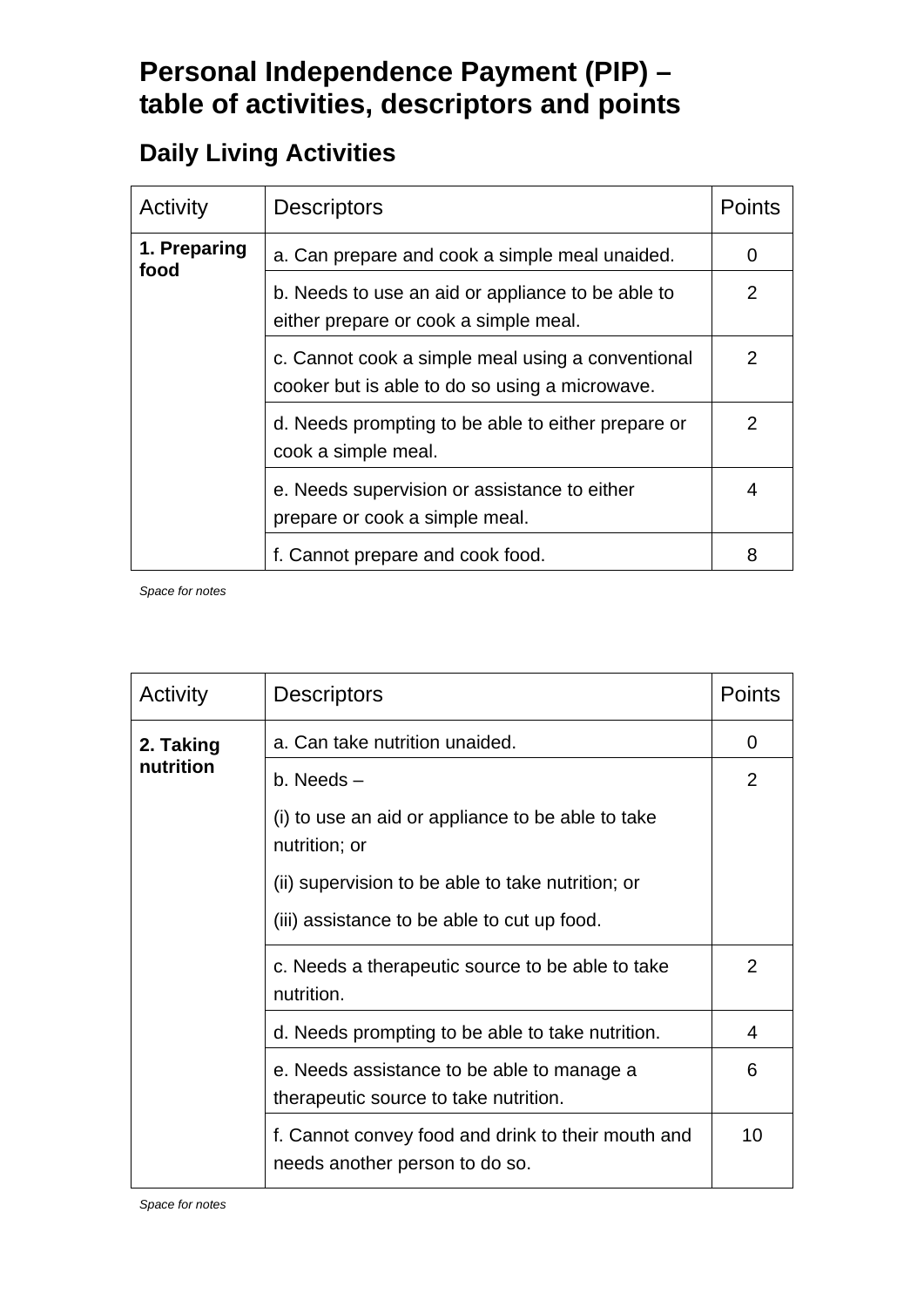# Personal Independence Payment (PIP) – table of activities, descriptors and points

## Daily Living Activities

| Activity | Descriptors | Points |
|---|---|---|
| **1. Preparing food** | a. Can prepare and cook a simple meal unaided. | 0 |
| | b. Needs to use an aid or appliance to be able to either prepare or cook a simple meal. | 2 |
| | c. Cannot cook a simple meal using a conventional cooker but is able to do so using a microwave. | 2 |
| | d. Needs prompting to be able to either prepare or cook a simple meal. | 2 |
| | e. Needs supervision or assistance to either prepare or cook a simple meal. | 4 |
| | f. Cannot prepare and cook food. | 8 |

*Space for notes*

| Activity | Descriptors | Points |
|---|---|---|
| **2. Taking nutrition** | a. Can take nutrition unaided. | 0 |
| | b. Needs – (i) to use an aid or appliance to be able to take nutrition; or (ii) supervision to be able to take nutrition; or (iii) assistance to be able to cut up food. | 2 |
| | c. Needs a therapeutic source to be able to take nutrition. | 2 |
| | d. Needs prompting to be able to take nutrition. | 4 |
| | e. Needs assistance to be able to manage a therapeutic source to take nutrition. | 6 |
| | f. Cannot convey food and drink to their mouth and needs another person to do so. | 10 |

*Space for notes*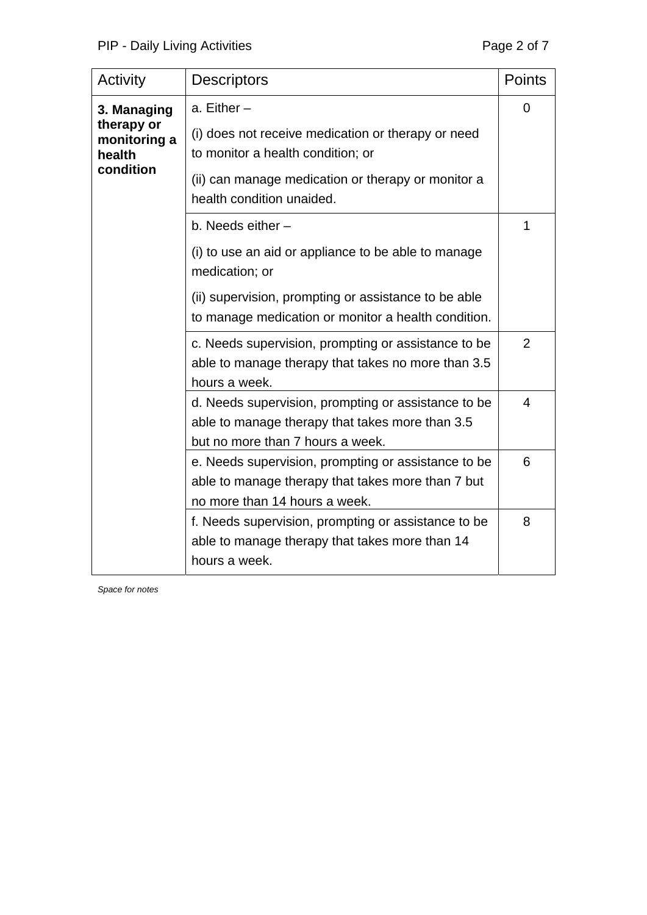| Activity | Descriptors | Points |
| --- | --- | --- |
| **3. Managing therapy or monitoring a health condition** | a. Either – (i) does not receive medication or therapy or need to monitor a health condition; or (ii) can manage medication or therapy or monitor a health condition unaided. | 0 |
| | b. Needs either – (i) to use an aid or appliance to be able to manage medication; or (ii) supervision, prompting or assistance to be able to manage medication or monitor a health condition. | 1 |
| | c. Needs supervision, prompting or assistance to be able to manage therapy that takes no more than 3.5 hours a week. | 2 |
| | d. Needs supervision, prompting or assistance to be able to manage therapy that takes more than 3.5 but no more than 7 hours a week. | 4 |
| | e. Needs supervision, prompting or assistance to be able to manage therapy that takes more than 7 but no more than 14 hours a week. | 6 |
| | f. Needs supervision, prompting or assistance to be able to manage therapy that takes more than 14 hours a week. | 8 |

*Space for notes*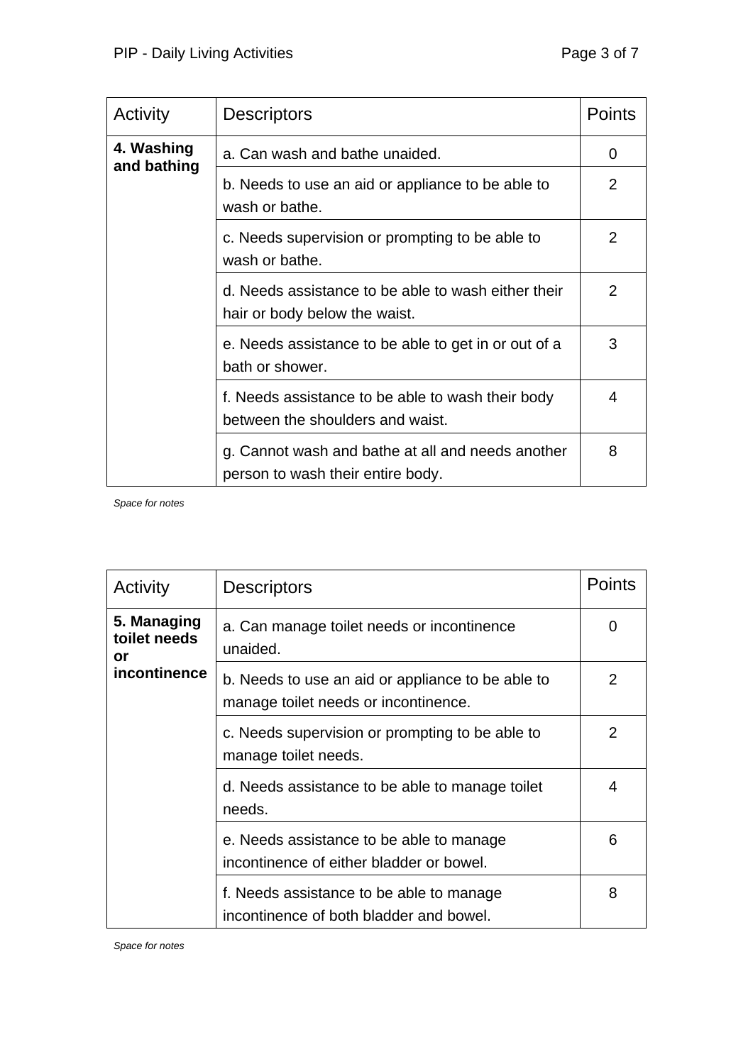| Activity | Descriptors | Points |
|---|---|---|
| **4. Washing and bathing** | a. Can wash and bathe unaided. | 0 |
| | b. Needs to use an aid or appliance to be able to wash or bathe. | 2 |
| | c. Needs supervision or prompting to be able to wash or bathe. | 2 |
| | d. Needs assistance to be able to wash either their hair or body below the waist. | 2 |
| | e. Needs assistance to be able to get in or out of a bath or shower. | 3 |
| | f. Needs assistance to be able to wash their body between the shoulders and waist. | 4 |
| | g. Cannot wash and bathe at all and needs another person to wash their entire body. | 8 |

*Space for notes*

| Activity | Descriptors | Points |
|---|---|---|
| **5. Managing toilet needs or incontinence** | a. Can manage toilet needs or incontinence unaided. | 0 |
| | b. Needs to use an aid or appliance to be able to manage toilet needs or incontinence. | 2 |
| | c. Needs supervision or prompting to be able to manage toilet needs. | 2 |
| | d. Needs assistance to be able to manage toilet needs. | 4 |
| | e. Needs assistance to be able to manage incontinence of either bladder or bowel. | 6 |
| | f. Needs assistance to be able to manage incontinence of both bladder and bowel. | 8 |

*Space for notes*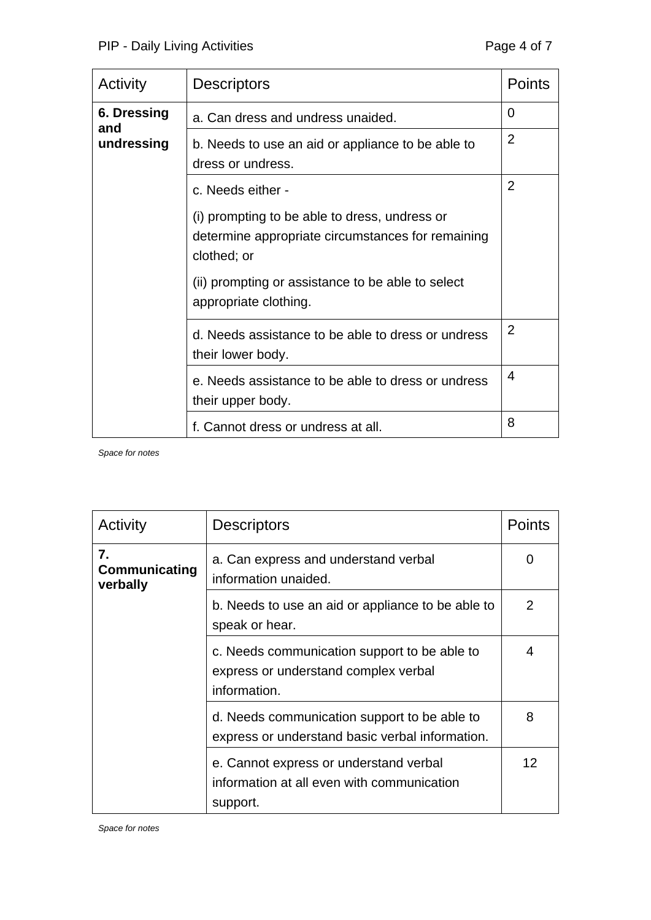| Activity | Descriptors | Points |
|---|---|---|
| **6. Dressing and undressing** | a. Can dress and undress unaided. | 0 |
| | b. Needs to use an aid or appliance to be able to dress or undress. | 2 |
| | c. Needs either - (i) prompting to be able to dress, undress or determine appropriate circumstances for remaining clothed; or (ii) prompting or assistance to be able to select appropriate clothing. | 2 |
| | d. Needs assistance to be able to dress or undress their lower body. | 2 |
| | e. Needs assistance to be able to dress or undress their upper body. | 4 |
| | f. Cannot dress or undress at all. | 8 |

*Space for notes*

| Activity | Descriptors | Points |
|---|---|---|
| **7. Communicating verbally** | a. Can express and understand verbal information unaided. | 0 |
| | b. Needs to use an aid or appliance to be able to speak or hear. | 2 |
| | c. Needs communication support to be able to express or understand complex verbal information. | 4 |
| | d. Needs communication support to be able to express or understand basic verbal information. | 8 |
| | e. Cannot express or understand verbal information at all even with communication support. | 12 |

*Space for notes*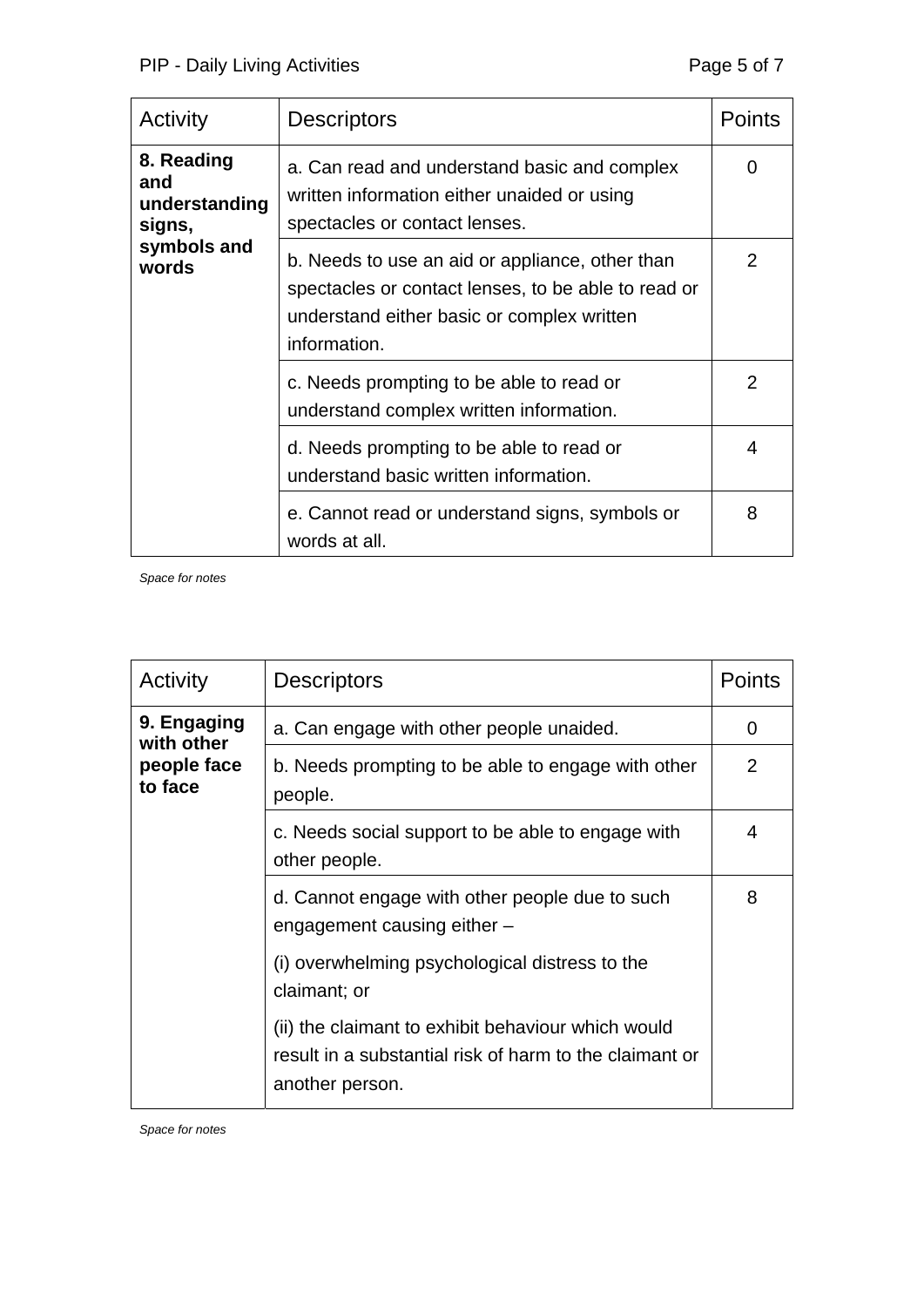| Activity | Descriptors | Points |
| --- | --- | --- |
| **8. Reading and understanding signs, symbols and words** | a. Can read and understand basic and complex written information either unaided or using spectacles or contact lenses. | 0 |
| | b. Needs to use an aid or appliance, other than spectacles or contact lenses, to be able to read or understand either basic or complex written information. | 2 |
| | c. Needs prompting to be able to read or understand complex written information. | 2 |
| | d. Needs prompting to be able to read or understand basic written information. | 4 |
| | e. Cannot read or understand signs, symbols or words at all. | 8 |

*Space for notes*

| Activity | Descriptors | Points |
| --- | --- | --- |
| **9. Engaging with other people face to face** | a. Can engage with other people unaided. | 0 |
| | b. Needs prompting to be able to engage with other people. | 2 |
| | c. Needs social support to be able to engage with other people. | 4 |
| | d. Cannot engage with other people due to such engagement causing either – (i) overwhelming psychological distress to the claimant; or (ii) the claimant to exhibit behaviour which would result in a substantial risk of harm to the claimant or another person. | 8 |

*Space for notes*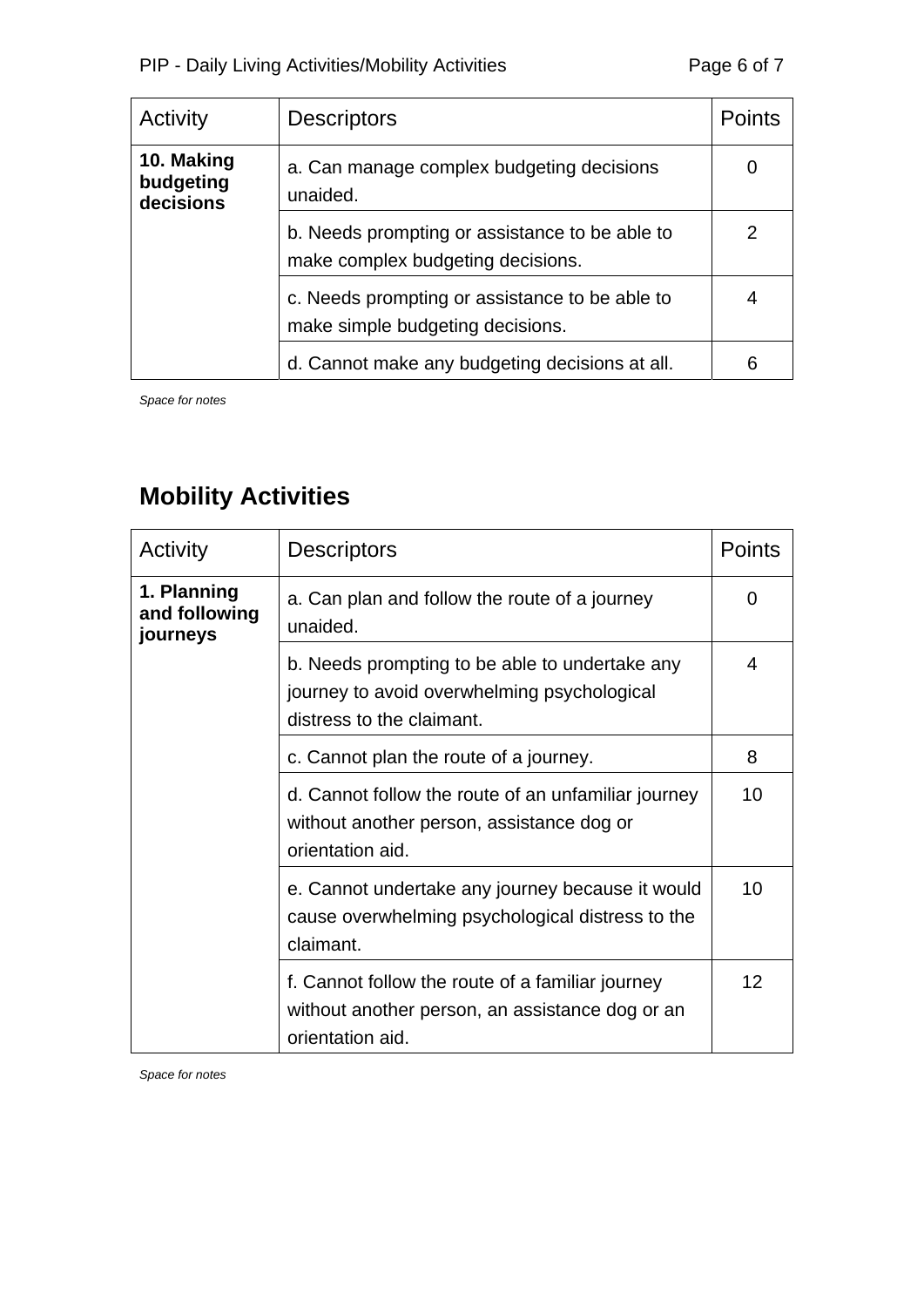| Activity | Descriptors | Points |
|---|---|---|
| **10. Making budgeting decisions** | a. Can manage complex budgeting decisions unaided. | 0 |
| | b. Needs prompting or assistance to be able to make complex budgeting decisions. | 2 |
| | c. Needs prompting or assistance to be able to make simple budgeting decisions. | 4 |
| | d. Cannot make any budgeting decisions at all. | 6 |

*Space for notes*

## Mobility Activities

| Activity | Descriptors | Points |
|---|---|---|
| **1. Planning and following journeys** | a. Can plan and follow the route of a journey unaided. | 0 |
| | b. Needs prompting to be able to undertake any journey to avoid overwhelming psychological distress to the claimant. | 4 |
| | c. Cannot plan the route of a journey. | 8 |
| | d. Cannot follow the route of an unfamiliar journey without another person, assistance dog or orientation aid. | 10 |
| | e. Cannot undertake any journey because it would cause overwhelming psychological distress to the claimant. | 10 |
| | f. Cannot follow the route of a familiar journey without another person, an assistance dog or an orientation aid. | 12 |

*Space for notes*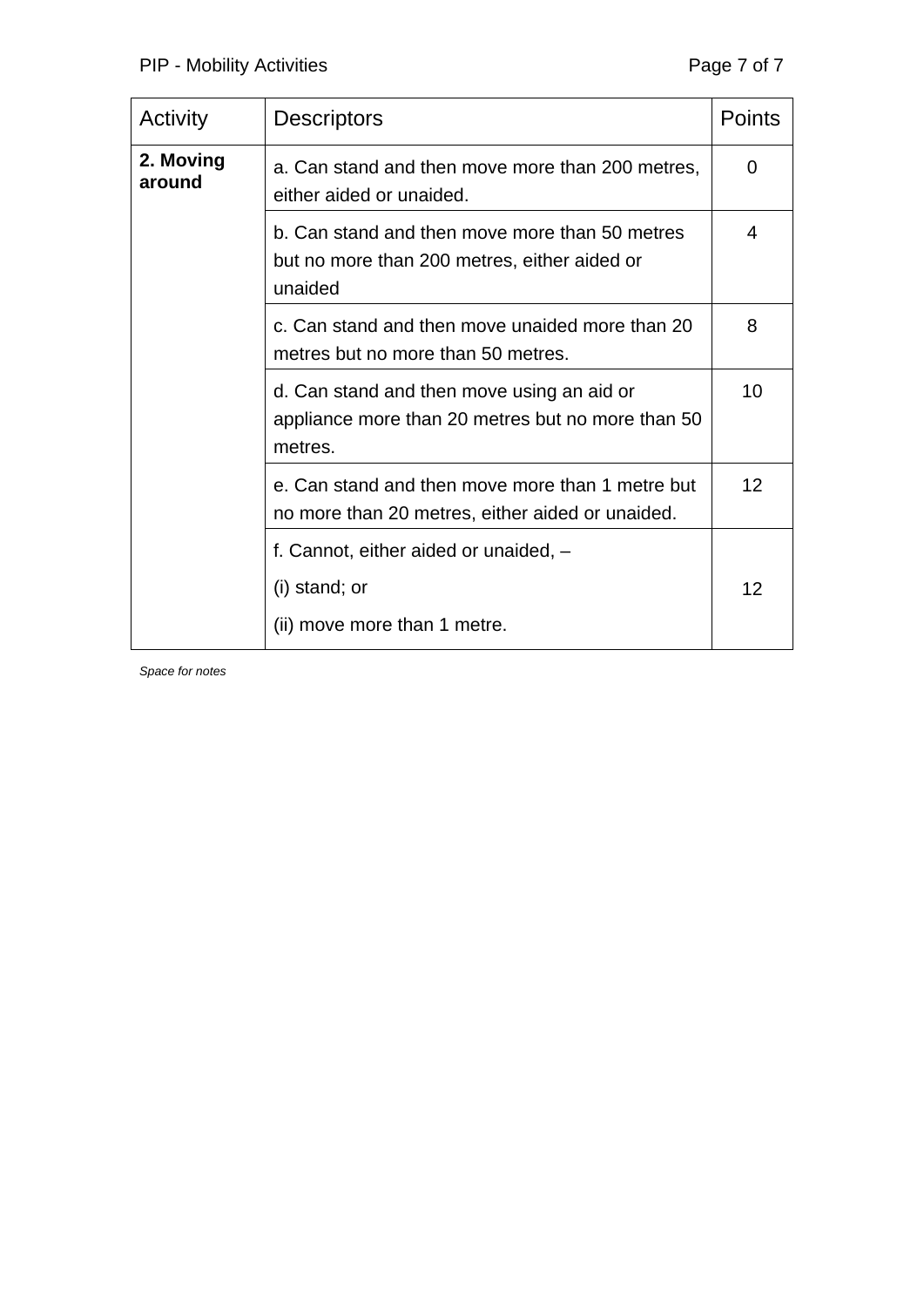| Activity | Descriptors | Points |
|---|---|---|
| **2. Moving around** | a. Can stand and then move more than 200 metres, either aided or unaided. | 0 |
| | b. Can stand and then move more than 50 metres but no more than 200 metres, either aided or unaided | 4 |
| | c. Can stand and then move unaided more than 20 metres but no more than 50 metres. | 8 |
| | d. Can stand and then move using an aid or appliance more than 20 metres but no more than 50 metres. | 10 |
| | e. Can stand and then move more than 1 metre but no more than 20 metres, either aided or unaided. | 12 |
| | f. Cannot, either aided or unaided, – (i) stand; or (ii) move more than 1 metre. | 12 |

*Space for notes*